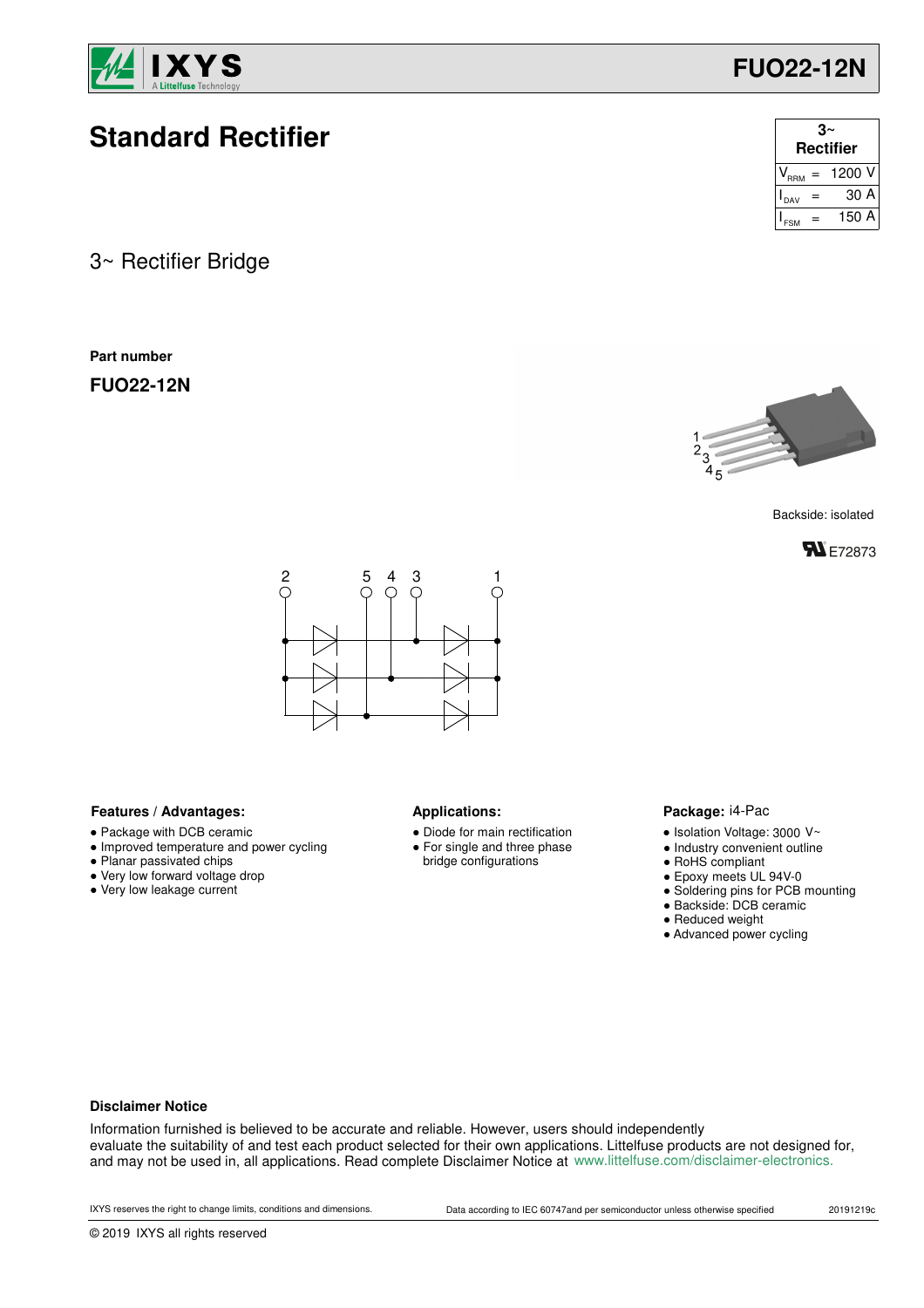# Standard Rectifier

| 3~ Rectifier | | |
|---|---|---|
| $V_{RRM}$ | = | 1200 V |
| $I_{DAV}$ | = | 30 A |
| $I_{FSM}$ | = | 150 A |

## 3~ Rectifier Bridge

**Part number**

**FUO22-12N**

Backside: isolated

E72873

### Features / Advantages:

- Package with DCB ceramic
- Improved temperature and power cycling
- Planar passivated chips
- Very low forward voltage drop
- Very low leakage current

### Applications:

- Diode for main rectification
- For single and three phase bridge configurations

### Package: i4-Pac

- Isolation Voltage: 3000 V~
- Industry convenient outline
- RoHS compliant
- Epoxy meets UL 94V-0
- Soldering pins for PCB mounting
- Backside: DCB ceramic
- Reduced weight
- Advanced power cycling

**Disclaimer Notice**

Information furnished is believed to be accurate and reliable. However, users should independently evaluate the suitability of and test each product selected for their own applications. Littelfuse products are not designed for, and may not be used in, all applications. Read complete Disclaimer Notice at www.littelfuse.com/disclaimer-electronics.

IXYS reserves the right to change limits, conditions and dimensions. Data according to IEC 60747and per semiconductor unless otherwise specified 20191219c

© 2019 IXYS all rights reserved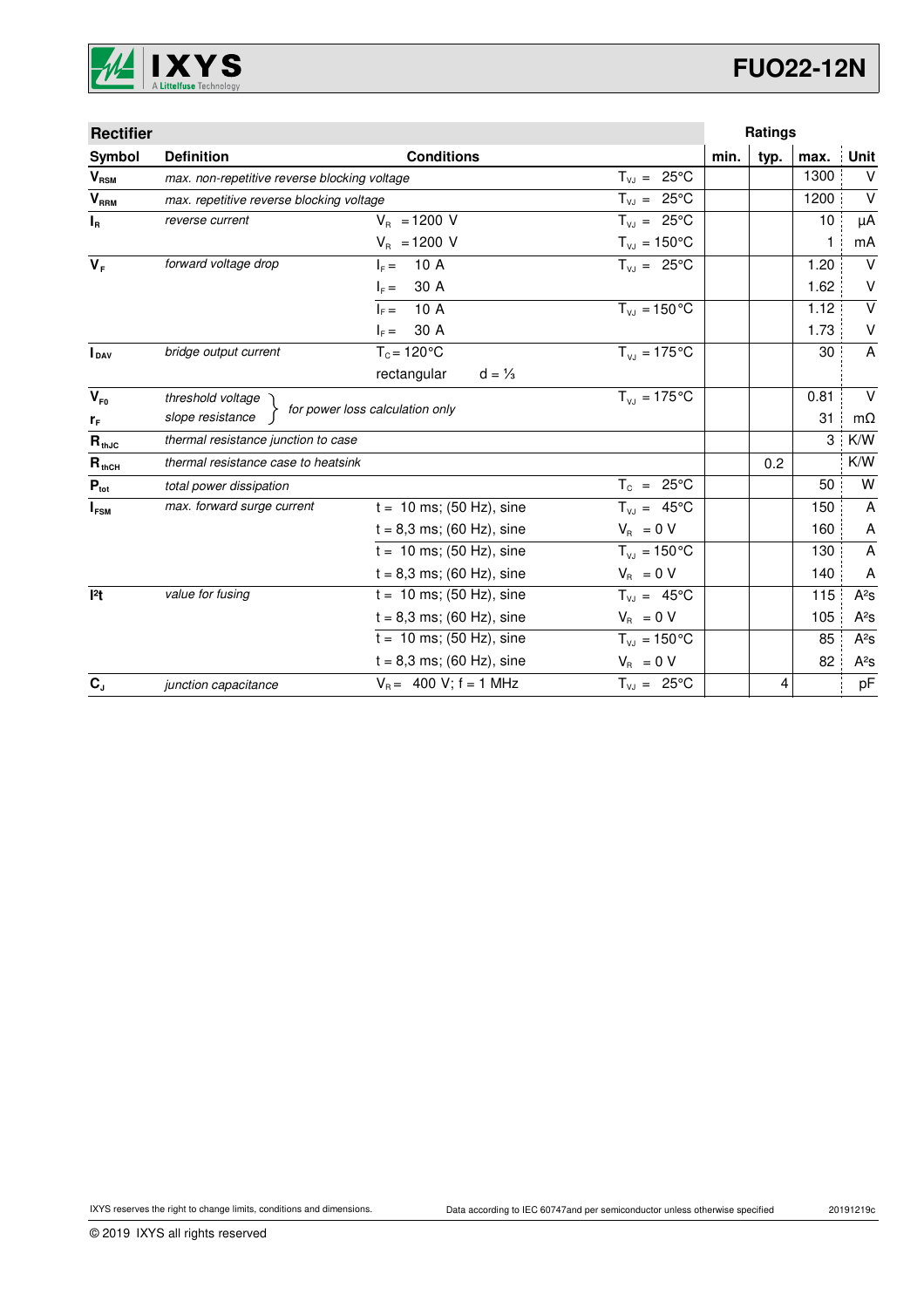| Rectifier | | | | Ratings | | | |
|---|---|---|---|---|---|---|---|
| Symbol | Definition | Conditions | | min. | typ. | max. | Unit |
| $V_{RSM}$ | *max. non-repetitive reverse blocking voltage* | | $T_{VJ}$ = 25°C | | | 1300 | V |
| $V_{RRM}$ | *max. repetitive reverse blocking voltage* | | $T_{VJ}$ = 25°C | | | 1200 | V |
| $I_R$ | *reverse current* | $V_R$ = 1200 V | $T_{VJ}$ = 25°C | | | 10 | µA |
| | | $V_R$ = 1200 V | $T_{VJ}$ = 150°C | | | 1 | mA |
| $V_F$ | *forward voltage drop* | $I_F$ = 10 A | $T_{VJ}$ = 25°C | | | 1.20 | V |
| | | $I_F$ = 30 A | | | | 1.62 | V |
| | | $I_F$ = 10 A | $T_{VJ}$ = 150°C | | | 1.12 | V |
| | | $I_F$ = 30 A | | | | 1.73 | V |
| $I_{DAV}$ | *bridge output current* | $T_C$ = 120°C | $T_{VJ}$ = 175°C | | | 30 | A |
| | | rectangular d = ⅓ | | | | | |
| $V_{F0}$ | *threshold voltage* | *for power loss calculation only* | $T_{VJ}$ = 175°C | | | 0.81 | V |
| $r_F$ | *slope resistance* | | | | | 31 | mΩ |
| $R_{thJC}$ | *thermal resistance junction to case* | | | | | 3 | K/W |
| $R_{thCH}$ | *thermal resistance case to heatsink* | | | | 0.2 | | K/W |
| $P_{tot}$ | *total power dissipation* | | $T_C$ = 25°C | | | 50 | W |
| $I_{FSM}$ | *max. forward surge current* | t = 10 ms; (50 Hz), sine | $T_{VJ}$ = 45°C | | | 150 | A |
| | | t = 8,3 ms; (60 Hz), sine | $V_R$ = 0 V | | | 160 | A |
| | | t = 10 ms; (50 Hz), sine | $T_{VJ}$ = 150°C | | | 130 | A |
| | | t = 8,3 ms; (60 Hz), sine | $V_R$ = 0 V | | | 140 | A |
| $I^2t$ | *value for fusing* | t = 10 ms; (50 Hz), sine | $T_{VJ}$ = 45°C | | | 115 | A²s |
| | | t = 8,3 ms; (60 Hz), sine | $V_R$ = 0 V | | | 105 | A²s |
| | | t = 10 ms; (50 Hz), sine | $T_{VJ}$ = 150°C | | | 85 | A²s |
| | | t = 8,3 ms; (60 Hz), sine | $V_R$ = 0 V | | | 82 | A²s |
| $C_J$ | *junction capacitance* | $V_R$ = 400 V; f = 1 MHz | $T_{VJ}$ = 25°C | | 4 | | pF |

IXYS reserves the right to change limits, conditions and dimensions. Data according to IEC 60747and per semiconductor unless otherwise specified 20191219c

© 2019 IXYS all rights reserved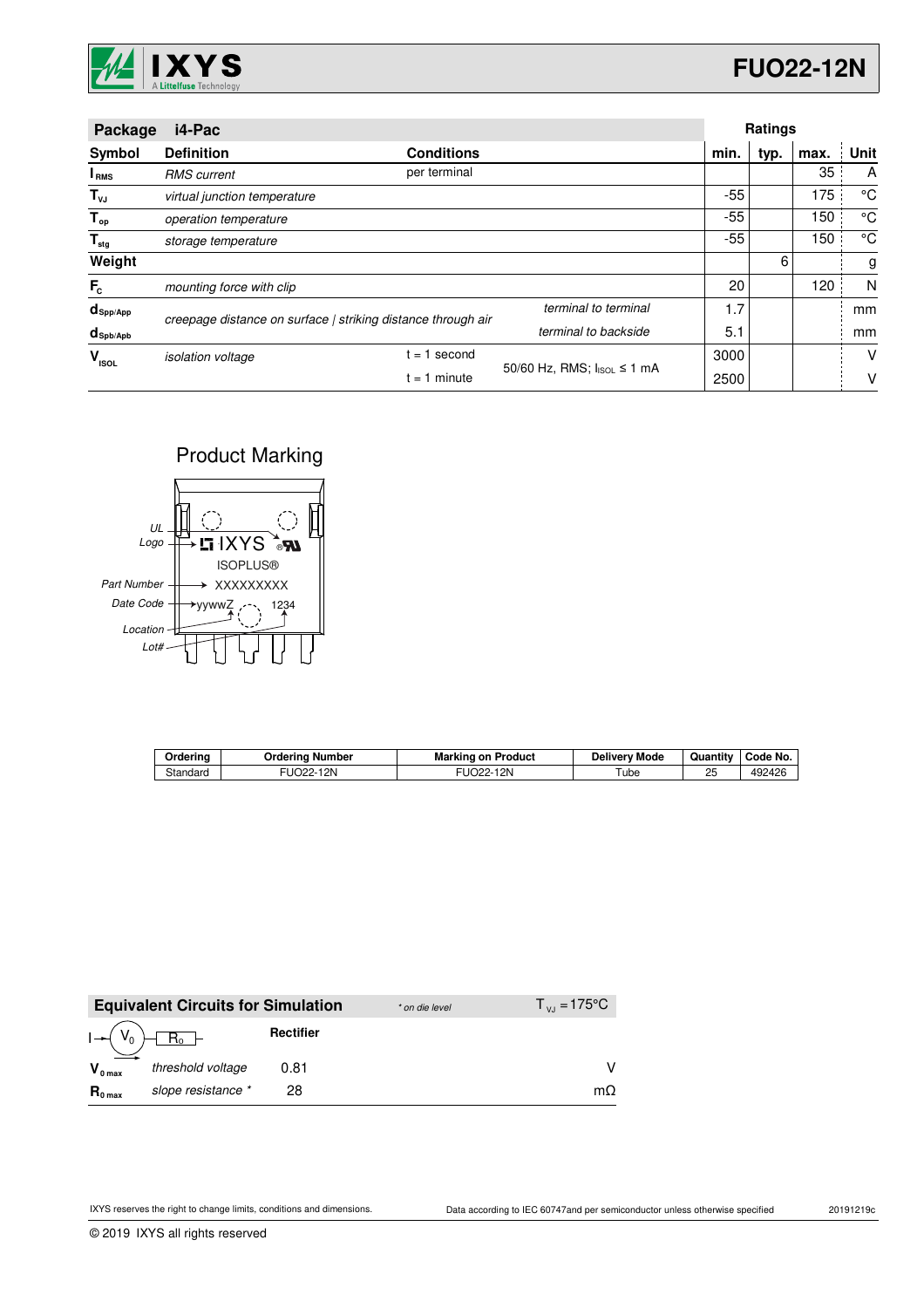| Package | i4-Pac | | | Ratings | | | |
|---|---|---|---|---|---|---|---|
| **Symbol** | **Definition** | **Conditions** | | **min.** | **typ.** | **max.** | **Unit** |
| $I_{RMS}$ | *RMS current* | per terminal | | | | 35 | A |
| $T_{VJ}$ | *virtual junction temperature* | | | -55 | | 175 | °C |
| $T_{op}$ | *operation temperature* | | | -55 | | 150 | °C |
| $T_{stg}$ | *storage temperature* | | | -55 | | 150 | °C |
| **Weight** | | | | | 6 | | g |
| $F_C$ | *mounting force with clip* | | | 20 | | 120 | N |
| $d_{Spp/App}$ | *creepage distance on surface \| striking distance through air* | | *terminal to terminal* | 1.7 | | | mm |
| $d_{Spb/Apb}$ | | | *terminal to backside* | 5.1 | | | mm |
| $V_{ISOL}$ | *isolation voltage* | t = 1 second | 50/60 Hz, RMS; $I_{ISOL} \le 1$ mA | 3000 | | | V |
| | | t = 1 minute | | 2500 | | | V |

## Product Marking

UL Logo → IXYS ISOPLUS®
Part Number → XXXXXXXXX
Date Code → yywwZ 1234
Location
Lot#

| Ordering | Ordering Number | Marking on Product | Delivery Mode | Quantity | Code No. |
|---|---|---|---|---|---|
| Standard | FUO22-12N | FUO22-12N | Tube | 25 | 492426 |

| Equivalent Circuits for Simulation | | *\* on die level* | $T_{VJ} = 175°C$ |
|---|---|---|---|
| | | **Rectifier** | |
| $V_{0\,max}$ | *threshold voltage* | 0.81 | V |
| $R_{0\,max}$ | *slope resistance \** | 28 | mΩ |

IXYS reserves the right to change limits, conditions and dimensions.

Data according to IEC 60747and per semiconductor unless otherwise specified

20191219c

© 2019 IXYS all rights reserved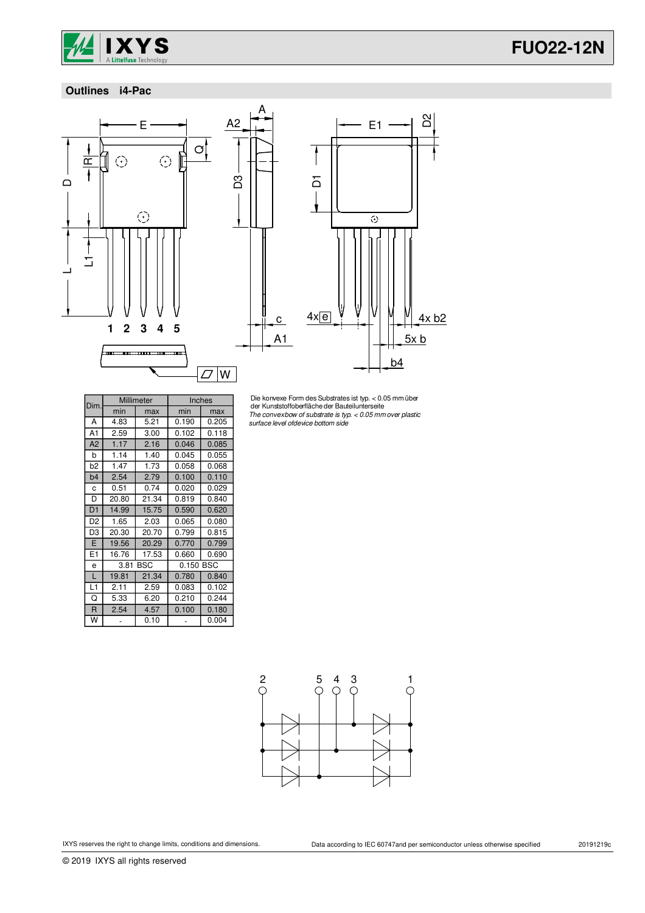## Outlines i4-Pac

| Dim. | Millimeter | | Inches | |
|---|---|---|---|---|
| | min | max | min | max |
| A | 4.83 | 5.21 | 0.190 | 0.205 |
| A1 | 2.59 | 3.00 | 0.102 | 0.118 |
| A2 | 1.17 | 2.16 | 0.046 | 0.085 |
| b | 1.14 | 1.40 | 0.045 | 0.055 |
| b2 | 1.47 | 1.73 | 0.058 | 0.068 |
| b4 | 2.54 | 2.79 | 0.100 | 0.110 |
| c | 0.51 | 0.74 | 0.020 | 0.029 |
| D | 20.80 | 21.34 | 0.819 | 0.840 |
| D1 | 14.99 | 15.75 | 0.590 | 0.620 |
| D2 | 1.65 | 2.03 | 0.065 | 0.080 |
| D3 | 20.30 | 20.70 | 0.799 | 0.815 |
| E | 19.56 | 20.29 | 0.770 | 0.799 |
| E1 | 16.76 | 17.53 | 0.660 | 0.690 |
| e | 3.81 BSC | | 0.150 BSC | |
| L | 19.81 | 21.34 | 0.780 | 0.840 |
| L1 | 2.11 | 2.59 | 0.083 | 0.102 |
| Q | 5.33 | 6.20 | 0.210 | 0.244 |
| R | 2.54 | 4.57 | 0.100 | 0.180 |
| W | - | 0.10 | - | 0.004 |

Die konvexe Form des Substrates ist typ. < 0.05 mm über der Kunststoffoberfläche der Bauteilunterseite

*The convex bow of substrate is typ. < 0.05 mm over plastic surface level of device bottom side*

IXYS reserves the right to change limits, conditions and dimensions.

Data according to IEC 60747 and per semiconductor unless otherwise specified

20191219c

© 2019 IXYS all rights reserved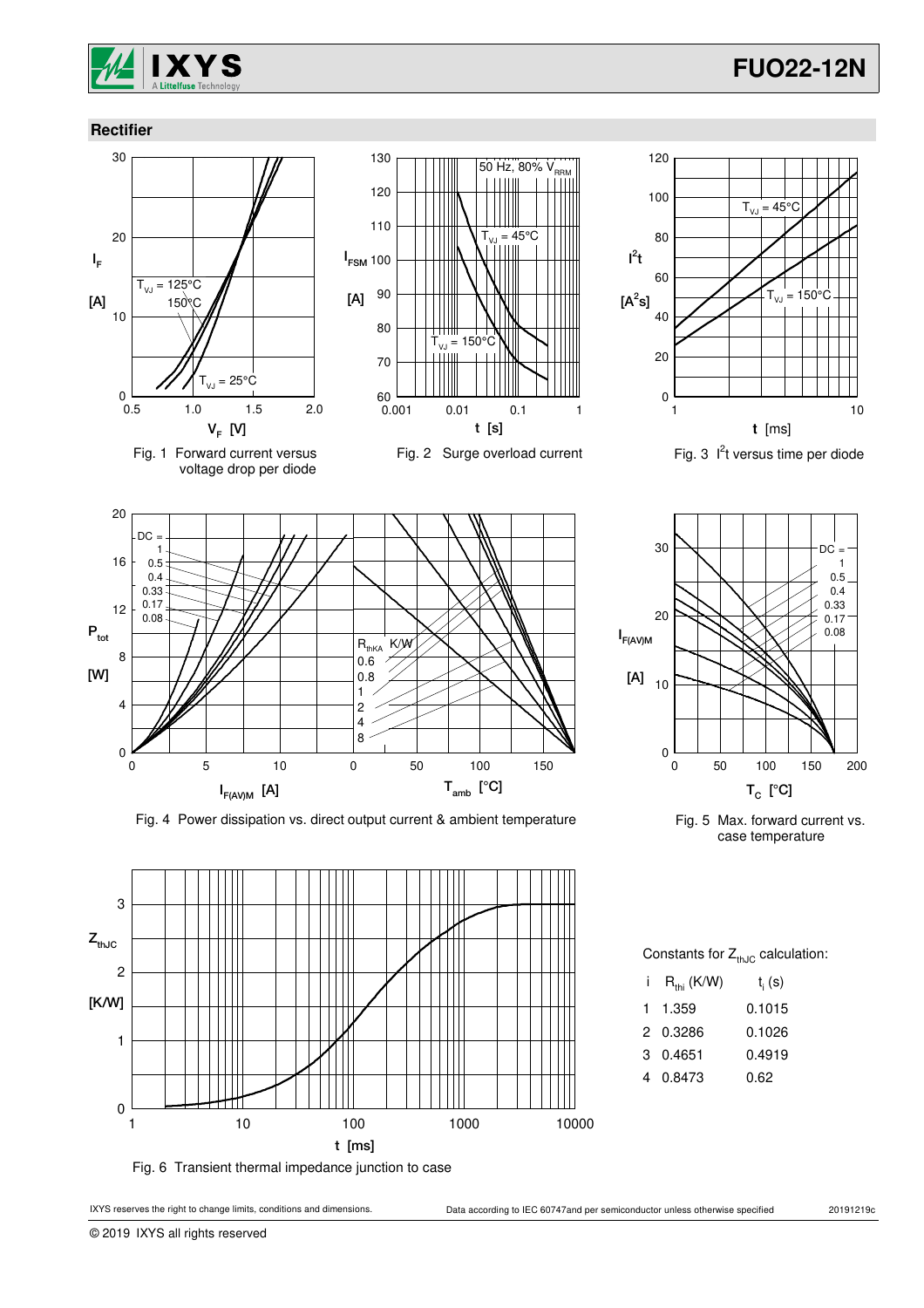## Rectifier

30
20
$I_F$
[A]
10
0
0.5 1.0 1.5 2.0
$V_F$ [V]
$T_{VJ}$ = 125°C
150°C
$T_{VJ}$ = 25°C

Fig. 1 Forward current versus voltage drop per diode

130
120
110
$I_{FSM}$ 100
[A] 90
80
70
60
0.001 0.01 0.1 1
t [s]
50 Hz, 80% $V_{RRM}$
$T_{VJ}$ = 45°C
$T_{VJ}$ = 150°C

Fig. 2 Surge overload current

120
100
80
$I^2t$
60
$[A^2s]$
40
20
0
1 10
t [ms]
$T_{VJ}$ = 45°C
$T_{VJ}$ = 150°C

Fig. 3 $I^2t$ versus time per diode

20
16
12
$P_{tot}$
8
[W]
4
0
0 5 10
$I_{F(AV)M}$ [A]
DC =
1
0.5
0.4
0.33
0.17
0.08
$R_{thKA}$ K/W
0.6
0.8
1
2
4
8
0 50 100 150
$T_{amb}$ [°C]

Fig. 4 Power dissipation vs. direct output current & ambient temperature

30
20
$I_{F(AV)M}$
[A] 10
0
0 50 100 150 200
$T_C$ [°C]
DC =
1
0.5
0.4
0.33
0.17
0.08

Fig. 5 Max. forward current vs. case temperature

3
$Z_{thJC}$
2
[K/W]
1
0
1 10 100 1000 10000
t [ms]

Fig. 6 Transient thermal impedance junction to case

Constants for $Z_{thJC}$ calculation:

| i | $R_{thi}$ (K/W) | $t_i$ (s) |
|---|---|---|
| 1 | 1.359 | 0.1015 |
| 2 | 0.3286 | 0.1026 |
| 3 | 0.4651 | 0.4919 |
| 4 | 0.8473 | 0.62 |

IXYS reserves the right to change limits, conditions and dimensions.

Data according to IEC 60747and per semiconductor unless otherwise specified

20191219c

© 2019 IXYS all rights reserved